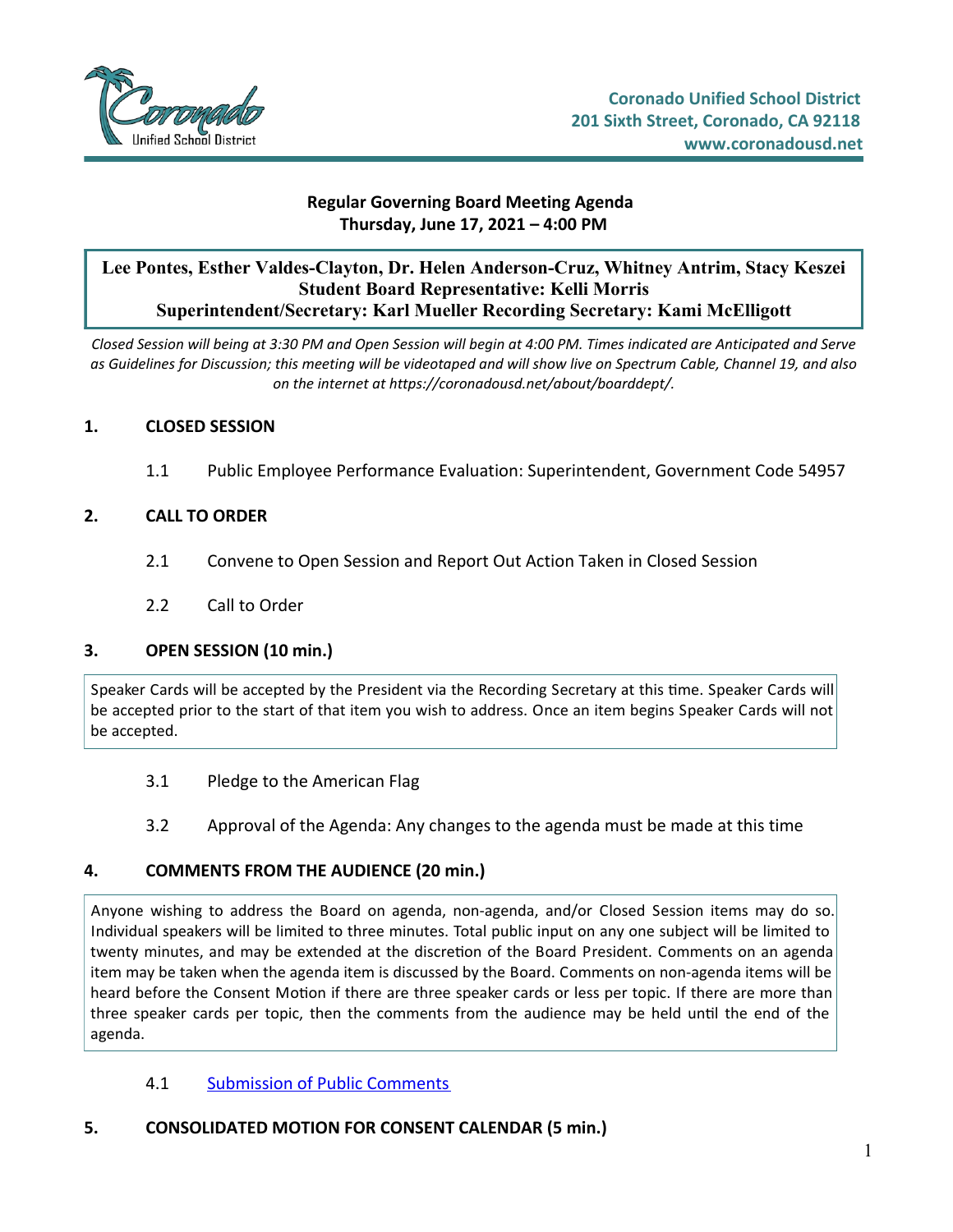Coronado Unified School District
201 Sixth Street, Coronado, CA 92118
www.coronadousd.net

# Regular Governing Board Meeting Agenda
**Thursday, June 17, 2021 – 4:00 PM**

**Lee Pontes, Esther Valdes-Clayton, Dr. Helen Anderson-Cruz, Whitney Antrim, Stacy Keszei**
**Student Board Representative: Kelli Morris**
**Superintendent/Secretary: Karl Mueller Recording Secretary: Kami McElligott**

*Closed Session will being at 3:30 PM and Open Session will begin at 4:00 PM. Times indicated are Anticipated and Serve as Guidelines for Discussion; this meeting will be videotaped and will show live on Spectrum Cable, Channel 19, and also on the internet at https://coronadousd.net/about/boarddept/.*

## 1. CLOSED SESSION

1.1 Public Employee Performance Evaluation: Superintendent, Government Code 54957

## 2. CALL TO ORDER

2.1 Convene to Open Session and Report Out Action Taken in Closed Session

2.2 Call to Order

## 3. OPEN SESSION (10 min.)

Speaker Cards will be accepted by the President via the Recording Secretary at this time. Speaker Cards will be accepted prior to the start of that item you wish to address. Once an item begins Speaker Cards will not be accepted.

3.1 Pledge to the American Flag

3.2 Approval of the Agenda: Any changes to the agenda must be made at this time

## 4. COMMENTS FROM THE AUDIENCE (20 min.)

Anyone wishing to address the Board on agenda, non-agenda, and/or Closed Session items may do so. Individual speakers will be limited to three minutes. Total public input on any one subject will be limited to twenty minutes, and may be extended at the discretion of the Board President. Comments on an agenda item may be taken when the agenda item is discussed by the Board. Comments on non-agenda items will be heard before the Consent Motion if there are three speaker cards or less per topic. If there are more than three speaker cards per topic, then the comments from the audience may be held until the end of the agenda.

4.1 Submission of Public Comments

## 5. CONSOLIDATED MOTION FOR CONSENT CALENDAR (5 min.)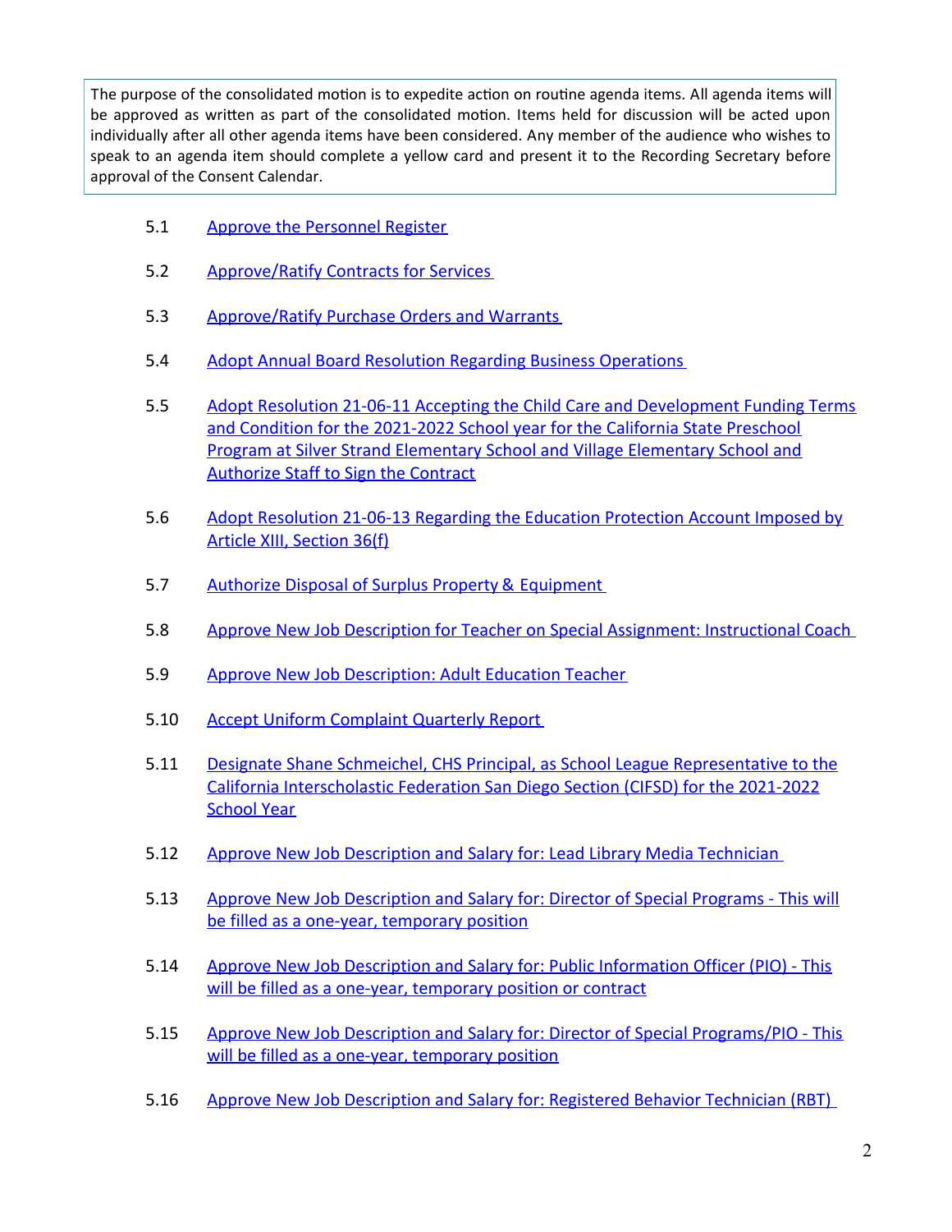The purpose of the consolidated motion is to expedite action on routine agenda items. All agenda items will be approved as written as part of the consolidated motion. Items held for discussion will be acted upon individually after all other agenda items have been considered. Any member of the audience who wishes to speak to an agenda item should complete a yellow card and present it to the Recording Secretary before approval of the Consent Calendar.

5.1 Approve the Personnel Register

5.2 Approve/Ratify Contracts for Services

5.3 Approve/Ratify Purchase Orders and Warrants

5.4 Adopt Annual Board Resolution Regarding Business Operations

5.5 Adopt Resolution 21-06-11 Accepting the Child Care and Development Funding Terms and Condition for the 2021-2022 School year for the California State Preschool Program at Silver Strand Elementary School and Village Elementary School and Authorize Staff to Sign the Contract

5.6 Adopt Resolution 21-06-13 Regarding the Education Protection Account Imposed by Article XIII, Section 36(f)

5.7 Authorize Disposal of Surplus Property & Equipment

5.8 Approve New Job Description for Teacher on Special Assignment: Instructional Coach

5.9 Approve New Job Description: Adult Education Teacher

5.10 Accept Uniform Complaint Quarterly Report

5.11 Designate Shane Schmeichel, CHS Principal, as School League Representative to the California Interscholastic Federation San Diego Section (CIFSD) for the 2021-2022 School Year

5.12 Approve New Job Description and Salary for: Lead Library Media Technician

5.13 Approve New Job Description and Salary for: Director of Special Programs - This will be filled as a one-year, temporary position

5.14 Approve New Job Description and Salary for: Public Information Officer (PIO) - This will be filled as a one-year, temporary position or contract

5.15 Approve New Job Description and Salary for: Director of Special Programs/PIO - This will be filled as a one-year, temporary position

5.16 Approve New Job Description and Salary for: Registered Behavior Technician (RBT)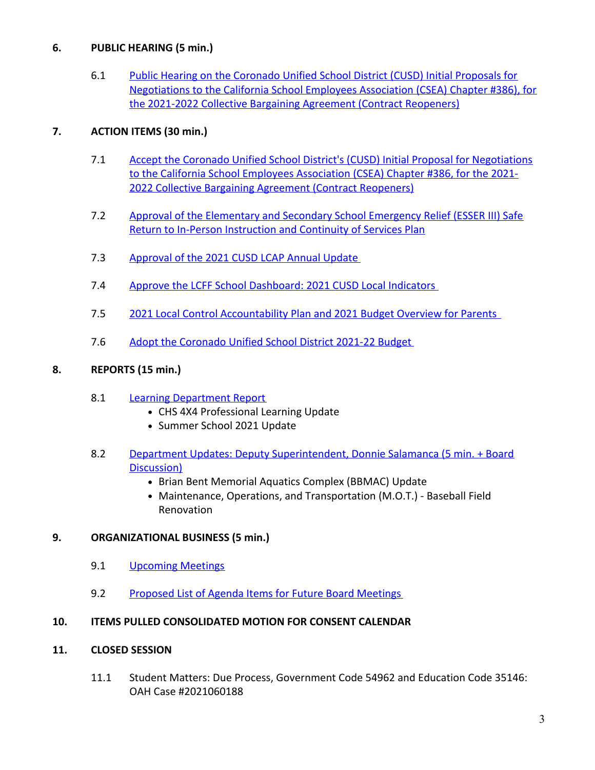## 6. PUBLIC HEARING (5 min.)

6.1 Public Hearing on the Coronado Unified School District (CUSD) Initial Proposals for Negotiations to the California School Employees Association (CSEA) Chapter #386), for the 2021-2022 Collective Bargaining Agreement (Contract Reopeners)

## 7. ACTION ITEMS (30 min.)

7.1 Accept the Coronado Unified School District's (CUSD) Initial Proposal for Negotiations to the California School Employees Association (CSEA) Chapter #386, for the 2021-2022 Collective Bargaining Agreement (Contract Reopeners)

7.2 Approval of the Elementary and Secondary School Emergency Relief (ESSER III) Safe Return to In-Person Instruction and Continuity of Services Plan

7.3 Approval of the 2021 CUSD LCAP Annual Update

7.4 Approve the LCFF School Dashboard: 2021 CUSD Local Indicators

7.5 2021 Local Control Accountability Plan and 2021 Budget Overview for Parents

7.6 Adopt the Coronado Unified School District 2021-22 Budget

## 8. REPORTS (15 min.)

8.1 Learning Department Report
- CHS 4X4 Professional Learning Update
- Summer School 2021 Update

8.2 Department Updates: Deputy Superintendent, Donnie Salamanca (5 min. + Board Discussion)
- Brian Bent Memorial Aquatics Complex (BBMAC) Update
- Maintenance, Operations, and Transportation (M.O.T.) - Baseball Field Renovation

## 9. ORGANIZATIONAL BUSINESS (5 min.)

9.1 Upcoming Meetings

9.2 Proposed List of Agenda Items for Future Board Meetings

## 10. ITEMS PULLED CONSOLIDATED MOTION FOR CONSENT CALENDAR

## 11. CLOSED SESSION

11.1 Student Matters: Due Process, Government Code 54962 and Education Code 35146: OAH Case #2021060188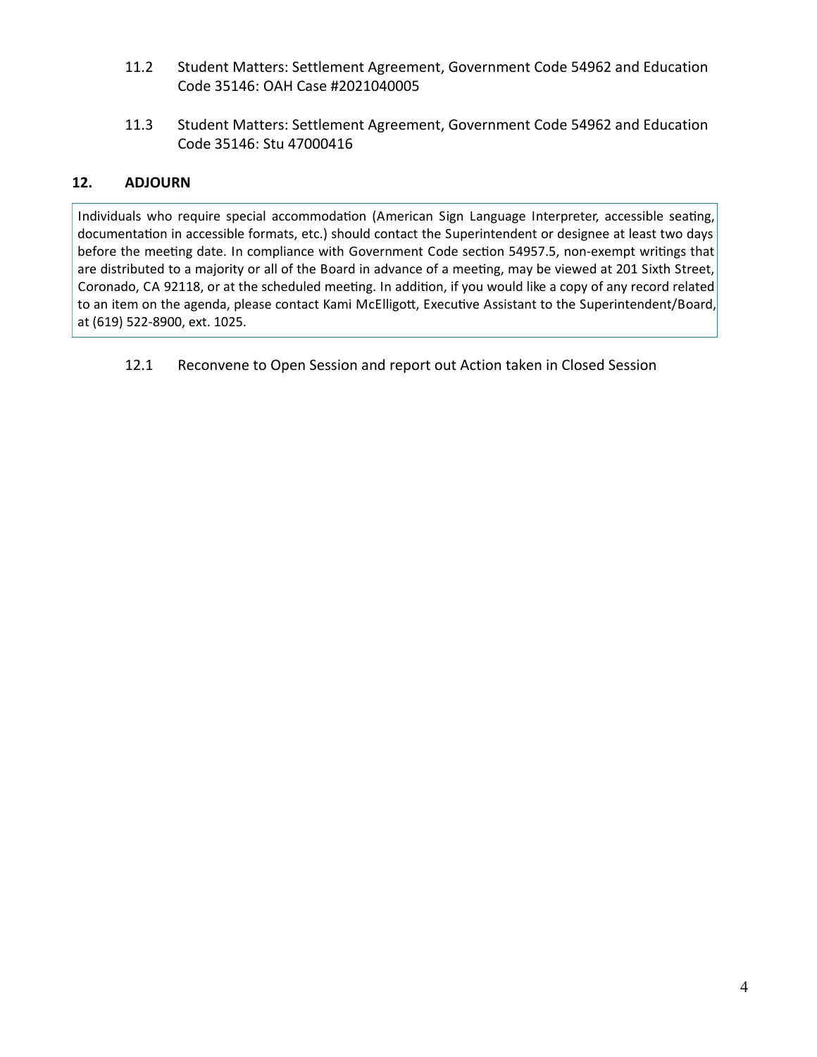11.2 Student Matters: Settlement Agreement, Government Code 54962 and Education Code 35146: OAH Case #2021040005

11.3 Student Matters: Settlement Agreement, Government Code 54962 and Education Code 35146: Stu 47000416

## 12. ADJOURN

Individuals who require special accommodation (American Sign Language Interpreter, accessible seating, documentation in accessible formats, etc.) should contact the Superintendent or designee at least two days before the meeting date. In compliance with Government Code section 54957.5, non-exempt writings that are distributed to a majority or all of the Board in advance of a meeting, may be viewed at 201 Sixth Street, Coronado, CA 92118, or at the scheduled meeting. In addition, if you would like a copy of any record related to an item on the agenda, please contact Kami McElligott, Executive Assistant to the Superintendent/Board, at (619) 522-8900, ext. 1025.

12.1 Reconvene to Open Session and report out Action taken in Closed Session